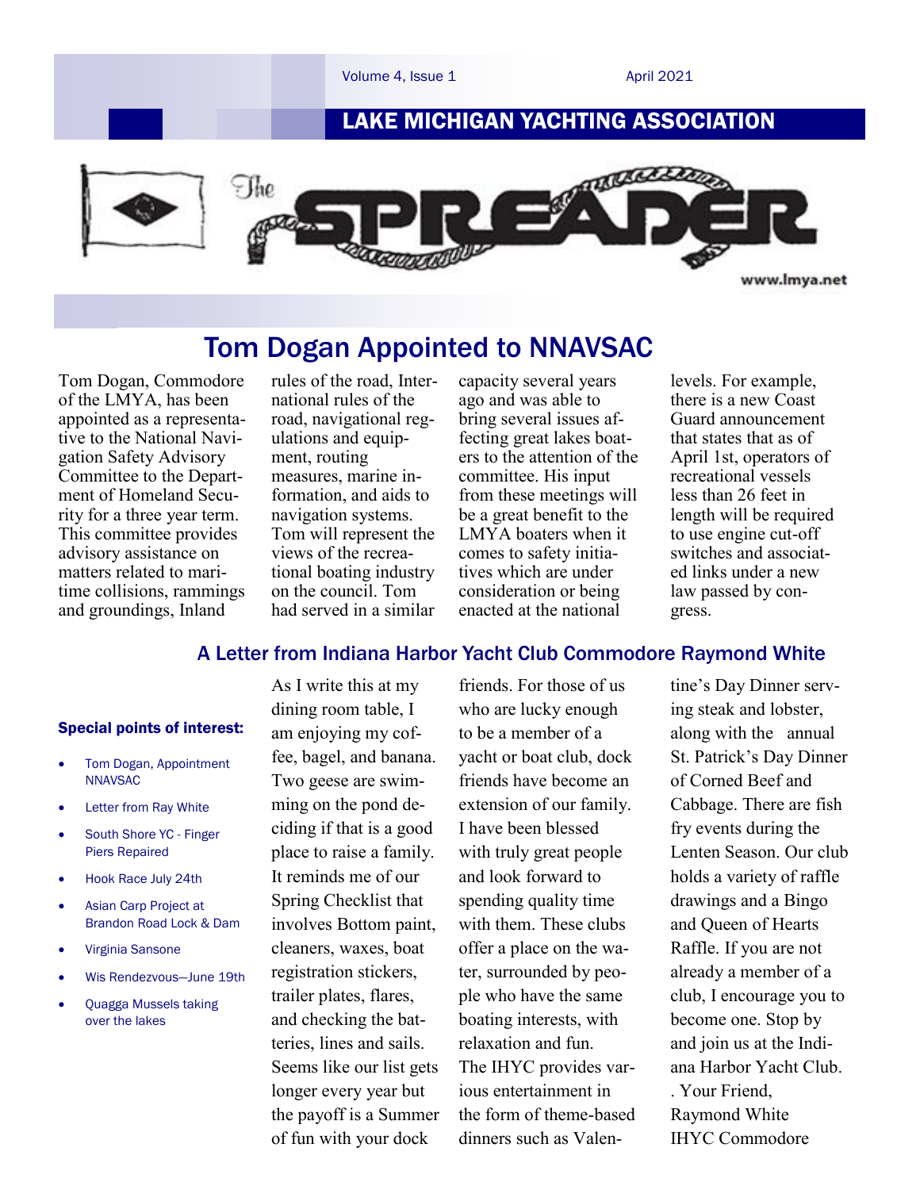LAKE MICHIGAN YACHTING ASSOCIATION

# The SPREADER

www.lmya.net

## Tom Dogan Appointed to NNAVSAC

Tom Dogan, Commodore of the LMYA, has been appointed as a representative to the National Navigation Safety Advisory Committee to the Department of Homeland Security for a three year term. This committee provides advisory assistance on matters related to maritime collisions, rammings and groundings, Inland rules of the road, International rules of the road, navigational regulations and equipment, routing measures, marine information, and aids to navigation systems. Tom will represent the views of the recreational boating industry on the council. Tom had served in a similar capacity several years ago and was able to bring several issues affecting great lakes boaters to the attention of the committee. His input from these meetings will be a great benefit to the LMYA boaters when it comes to safety initiatives which are under consideration or being enacted at the national levels. For example, there is a new Coast Guard announcement that states that as of April 1st, operators of recreational vessels less than 26 feet in length will be required to use engine cut-off switches and associated links under a new law passed by congress.

## A Letter from Indiana Harbor Yacht Club Commodore Raymond White

**Special points of interest:**

- Tom Dogan, Appointment NNAVSAC
- Letter from Ray White
- South Shore YC - Finger Piers Repaired
- Hook Race July 24th
- Asian Carp Project at Brandon Road Lock & Dam
- Virginia Sansone
- Wis Rendezvous—June 19th
- Quagga Mussels taking over the lakes

As I write this at my dining room table, I am enjoying my coffee, bagel, and banana. Two geese are swimming on the pond deciding if that is a good place to raise a family. It reminds me of our Spring Checklist that involves Bottom paint, cleaners, waxes, boat registration stickers, trailer plates, flares, and checking the batteries, lines and sails. Seems like our list gets longer every year but the payoff is a Summer of fun with your dock friends. For those of us who are lucky enough to be a member of a yacht or boat club, dock friends have become an extension of our family. I have been blessed with truly great people and look forward to spending quality time with them. These clubs offer a place on the water, surrounded by people who have the same boating interests, with relaxation and fun. The IHYC provides various entertainment in the form of theme-based dinners such as Valentine's Day Dinner serving steak and lobster, along with the annual St. Patrick's Day Dinner of Corned Beef and Cabbage. There are fish fry events during the Lenten Season. Our club holds a variety of raffle drawings and a Bingo and Queen of Hearts Raffle. If you are not already a member of a club, I encourage you to become one. Stop by and join us at the Indiana Harbor Yacht Club.

. Your Friend,
Raymond White
IHYC Commodore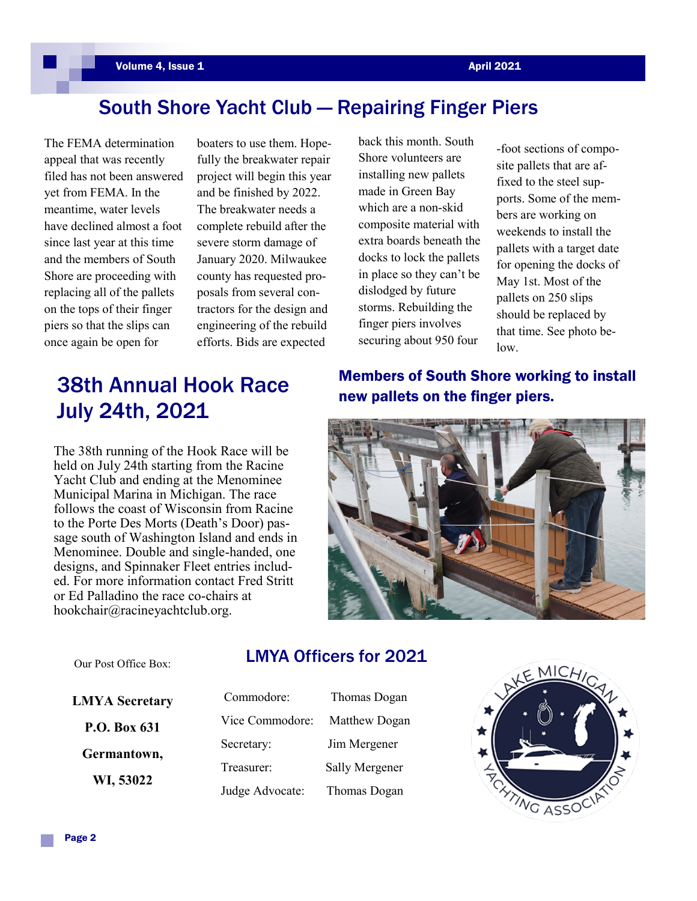## South Shore Yacht Club — Repairing Finger Piers

The FEMA determination appeal that was recently filed has not been answered yet from FEMA. In the meantime, water levels have declined almost a foot since last year at this time and the members of South Shore are proceeding with replacing all of the pallets on the tops of their finger piers so that the slips can once again be open for boaters to use them. Hopefully the breakwater repair project will begin this year and be finished by 2022. The breakwater needs a complete rebuild after the severe storm damage of January 2020. Milwaukee county has requested proposals from several contractors for the design and engineering of the rebuild efforts. Bids are expected back this month. South Shore volunteers are installing new pallets made in Green Bay which are a non-skid composite material with extra boards beneath the docks to lock the pallets in place so they can't be dislodged by future storms. Rebuilding the finger piers involves securing about 950 four-foot sections of composite pallets that are affixed to the steel supports. Some of the members are working on weekends to install the pallets with a target date for opening the docks of May 1st. Most of the pallets on 250 slips should be replaced by that time. See photo below.

**Members of South Shore working to install new pallets on the finger piers.**

## 38th Annual Hook Race July 24th, 2021

The 38th running of the Hook Race will be held on July 24th starting from the Racine Yacht Club and ending at the Menominee Municipal Marina in Michigan. The race follows the coast of Wisconsin from Racine to the Porte Des Morts (Death's Door) passage south of Washington Island and ends in Menominee. Double and single-handed, one designs, and Spinnaker Fleet entries included. For more information contact Fred Stritt or Ed Palladino the race co-chairs at hookchair@racineyachtclub.org.

Our Post Office Box:

**LMYA Secretary**

**P.O. Box 631**

**Germantown,**

**WI, 53022**

## LMYA Officers for 2021

| | |
|---|---|
| Commodore: | Thomas Dogan |
| Vice Commodore: | Matthew Dogan |
| Secretary: | Jim Mergener |
| Treasurer: | Sally Mergener |
| Judge Advocate: | Thomas Dogan |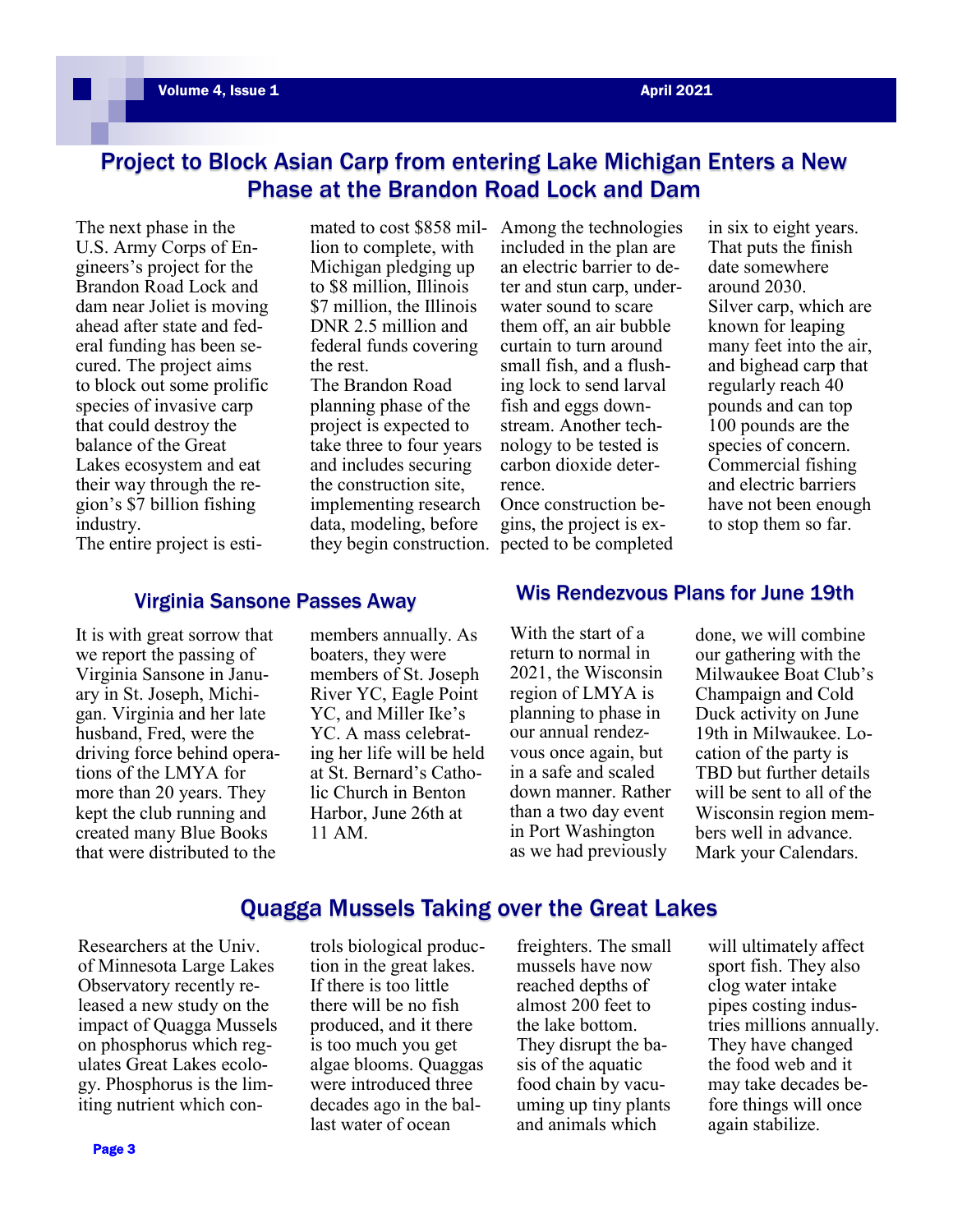## Project to Block Asian Carp from entering Lake Michigan Enters a New Phase at the Brandon Road Lock and Dam

The next phase in the U.S. Army Corps of Engineers's project for the Brandon Road Lock and dam near Joliet is moving ahead after state and federal funding has been secured. The project aims to block out some prolific species of invasive carp that could destroy the balance of the Great Lakes ecosystem and eat their way through the region's $7 billion fishing industry.

The entire project is estimated to cost $858 million to complete, with Michigan pledging up to $8 million, Illinois $7 million, the Illinois DNR 2.5 million and federal funds covering the rest.

The Brandon Road planning phase of the project is expected to take three to four years and includes securing the construction site, implementing research data, modeling, before they begin construction.

Among the technologies included in the plan are an electric barrier to deter and stun carp, underwater sound to scare them off, an air bubble curtain to turn around small fish, and a flushing lock to send larval fish and eggs downstream. Another technology to be tested is carbon dioxide deterrence.

Once construction begins, the project is expected to be completed in six to eight years. That puts the finish date somewhere around 2030.

Silver carp, which are known for leaping many feet into the air, and bighead carp that regularly reach 40 pounds and can top 100 pounds are the species of concern. Commercial fishing and electric barriers have not been enough to stop them so far.

## Virginia Sansone Passes Away

It is with great sorrow that we report the passing of Virginia Sansone in January in St. Joseph, Michigan. Virginia and her late husband, Fred, were the driving force behind operations of the LMYA for more than 20 years. They kept the club running and created many Blue Books that were distributed to the members annually. As boaters, they were members of St. Joseph River YC, Eagle Point YC, and Miller Ike's YC. A mass celebrating her life will be held at St. Bernard's Catholic Church in Benton Harbor, June 26th at 11 AM.

## Wis Rendezvous Plans for June 19th

With the start of a return to normal in 2021, the Wisconsin region of LMYA is planning to phase in our annual rendezvous once again, but in a safe and scaled down manner. Rather than a two day event in Port Washington as we had previously done, we will combine our gathering with the Milwaukee Boat Club's Champaign and Cold Duck activity on June 19th in Milwaukee. Location of the party is TBD but further details will be sent to all of the Wisconsin region members well in advance. Mark your Calendars.

## Quagga Mussels Taking over the Great Lakes

Researchers at the Univ. of Minnesota Large Lakes Observatory recently released a new study on the impact of Quagga Mussels on phosphorus which regulates Great Lakes ecology. Phosphorus is the limiting nutrient which controls biological production in the great lakes. If there is too little there will be no fish produced, and it there is too much you get algae blooms. Quaggas were introduced three decades ago in the ballast water of ocean freighters. The small mussels have now reached depths of almost 200 feet to the lake bottom. They disrupt the basis of the aquatic food chain by vacuuming up tiny plants and animals which will ultimately affect sport fish. They also clog water intake pipes costing industries millions annually. They have changed the food web and it may take decades before things will once again stabilize.